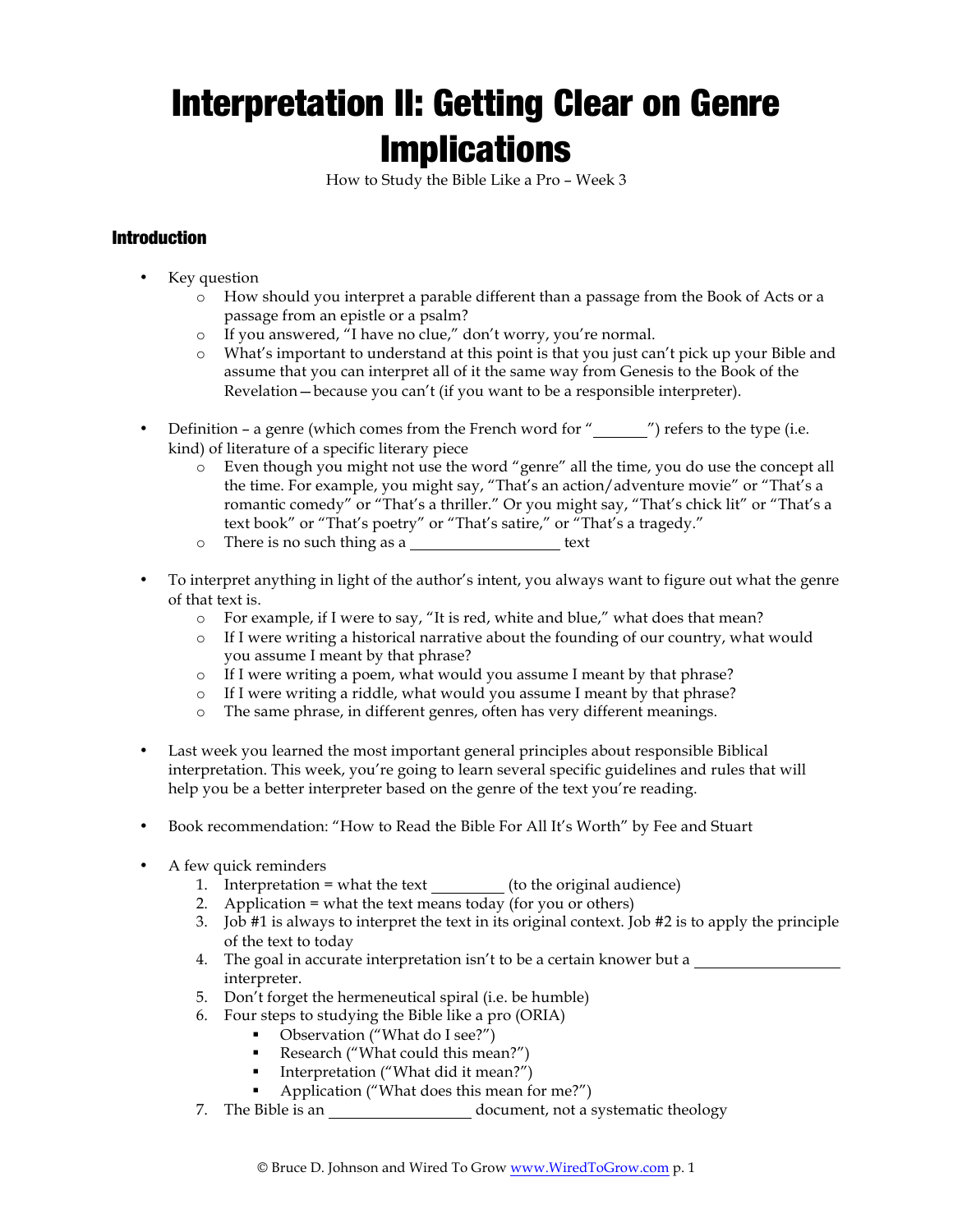# Interpretation II: Getting Clear on Genre Implications

How to Study the Bible Like a Pro – Week 3

## Introduction

- Key question
    - How should you interpret a parable different than a passage from the Book of Acts or a passage from an epistle or a psalm?
    - If you answered, "I have no clue," don't worry, you're normal.
    - What's important to understand at this point is that you just can't pick up your Bible and assume that you can interpret all of it the same way from Genesis to the Book of the Revelation—because you can't (if you want to be a responsible interpreter).

- Definition – a genre (which comes from the French word for "_______") refers to the type (i.e. kind) of literature of a specific literary piece
    - Even though you might not use the word "genre" all the time, you do use the concept all the time. For example, you might say, "That's an action/adventure movie" or "That's a romantic comedy" or "That's a thriller." Or you might say, "That's chick lit" or "That's a text book" or "That's poetry" or "That's satire," or "That's a tragedy."
    - There is no such thing as a __________________ text

- To interpret anything in light of the author's intent, you always want to figure out what the genre of that text is.
    - For example, if I were to say, "It is red, white and blue," what does that mean?
    - If I were writing a historical narrative about the founding of our country, what would you assume I meant by that phrase?
    - If I were writing a poem, what would you assume I meant by that phrase?
    - If I were writing a riddle, what would you assume I meant by that phrase?
    - The same phrase, in different genres, often has very different meanings.

- Last week you learned the most important general principles about responsible Biblical interpretation. This week, you're going to learn several specific guidelines and rules that will help you be a better interpreter based on the genre of the text you're reading.

- Book recommendation: "How to Read the Bible For All It's Worth" by Fee and Stuart

- A few quick reminders
    1. Interpretation = what the text _________ (to the original audience)
    2. Application = what the text means today (for you or others)
    3. Job #1 is always to interpret the text in its original context. Job #2 is to apply the principle of the text to today
    4. The goal in accurate interpretation isn't to be a certain knower but a __________________ interpreter.
    5. Don't forget the hermeneutical spiral (i.e. be humble)
    6. Four steps to studying the Bible like a pro (ORIA)
        - Observation ("What do I see?")
        - Research ("What could this mean?")
        - Interpretation ("What did it mean?")
        - Application ("What does this mean for me?")
    7. The Bible is an __________________ document, not a systematic theology

© Bruce D. Johnson and Wired To Grow www.WiredToGrow.com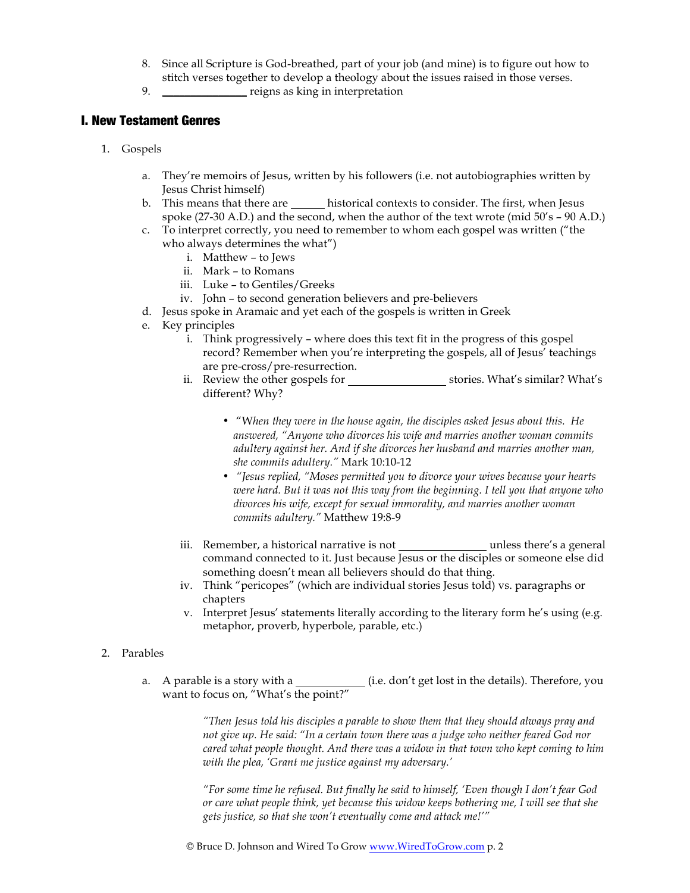8. Since all Scripture is God-breathed, part of your job (and mine) is to figure out how to stitch verses together to develop a theology about the issues raised in those verses.
9. _______________ reigns as king in interpretation

## I. New Testament Genres

1. Gospels

   a. They're memoirs of Jesus, written by his followers (i.e. not autobiographies written by Jesus Christ himself)
   b. This means that there are ______ historical contexts to consider. The first, when Jesus spoke (27-30 A.D.) and the second, when the author of the text wrote (mid 50's – 90 A.D.)
   c. To interpret correctly, you need to remember to whom each gospel was written ("the who always determines the what")
      i. Matthew – to Jews
      ii. Mark – to Romans
      iii. Luke – to Gentiles/Greeks
      iv. John – to second generation believers and pre-believers
   d. Jesus spoke in Aramaic and yet each of the gospels is written in Greek
   e. Key principles
      i. Think progressively – where does this text fit in the progress of this gospel record? Remember when you're interpreting the gospels, all of Jesus' teachings are pre-cross/pre-resurrection.
      ii. Review the other gospels for _________________ stories. What's similar? What's different? Why?

         - "*When they were in the house again, the disciples asked Jesus about this. He answered, "Anyone who divorces his wife and marries another woman commits adultery against her. And if she divorces her husband and marries another man, she commits adultery."* Mark 10:10-12
         - *"Jesus replied, "Moses permitted you to divorce your wives because your hearts were hard. But it was not this way from the beginning. I tell you that anyone who divorces his wife, except for sexual immorality, and marries another woman commits adultery."* Matthew 19:8-9

      iii. Remember, a historical narrative is not _______________ unless there's a general command connected to it. Just because Jesus or the disciples or someone else did something doesn't mean all believers should do that thing.
      iv. Think "pericopes" (which are individual stories Jesus told) vs. paragraphs or chapters
      v. Interpret Jesus' statements literally according to the literary form he's using (e.g. metaphor, proverb, hyperbole, parable, etc.)

2. Parables

   a. A parable is a story with a ____________ (i.e. don't get lost in the details). Therefore, you want to focus on, "What's the point?"

      *"Then Jesus told his disciples a parable to show them that they should always pray and not give up. He said: "In a certain town there was a judge who neither feared God nor cared what people thought. And there was a widow in that town who kept coming to him with the plea, 'Grant me justice against my adversary.'*

      *"For some time he refused. But finally he said to himself, 'Even though I don't fear God or care what people think, yet because this widow keeps bothering me, I will see that she gets justice, so that she won't eventually come and attack me!'"*

© Bruce D. Johnson and Wired To Grow www.WiredToGrow.com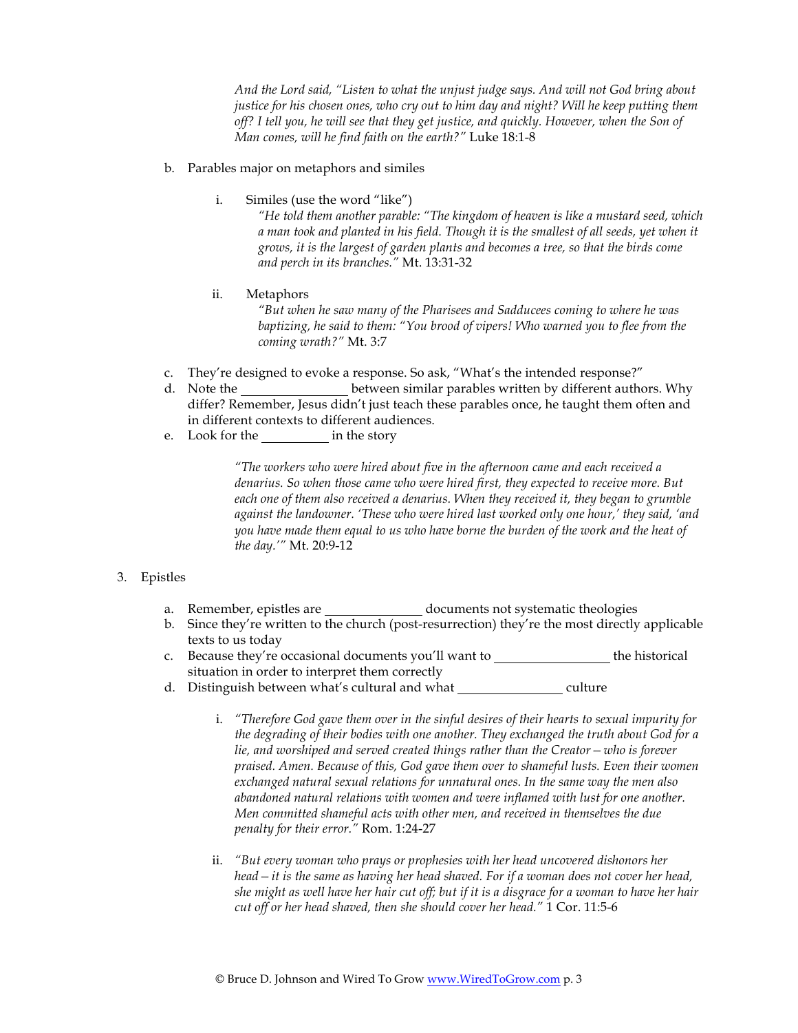*And the Lord said, "Listen to what the unjust judge says. And will not God bring about justice for his chosen ones, who cry out to him day and night? Will he keep putting them off? I tell you, he will see that they get justice, and quickly. However, when the Son of Man comes, will he find faith on the earth?"* Luke 18:1-8

b. Parables major on metaphors and similes

   i. Similes (use the word "like")

      *"He told them another parable: "The kingdom of heaven is like a mustard seed, which a man took and planted in his field. Though it is the smallest of all seeds, yet when it grows, it is the largest of garden plants and becomes a tree, so that the birds come and perch in its branches."* Mt. 13:31-32

   ii. Metaphors

      *"But when he saw many of the Pharisees and Sadducees coming to where he was baptizing, he said to them: "You brood of vipers! Who warned you to flee from the coming wrath?"* Mt. 3:7

c. They're designed to evoke a response. So ask, "What's the intended response?"

d. Note the ________________ between similar parables written by different authors. Why differ? Remember, Jesus didn't just teach these parables once, he taught them often and in different contexts to different audiences.

e. Look for the __________ in the story

   *"The workers who were hired about five in the afternoon came and each received a denarius. So when those came who were hired first, they expected to receive more. But each one of them also received a denarius. When they received it, they began to grumble against the landowner. 'These who were hired last worked only one hour,' they said, 'and you have made them equal to us who have borne the burden of the work and the heat of the day.'"* Mt. 20:9-12

3. Epistles

   a. Remember, epistles are ______________ documents not systematic theologies
   b. Since they're written to the church (post-resurrection) they're the most directly applicable texts to us today
   c. Because they're occasional documents you'll want to _________________ the historical situation in order to interpret them correctly
   d. Distinguish between what's cultural and what _______________ culture

      i. *"Therefore God gave them over in the sinful desires of their hearts to sexual impurity for the degrading of their bodies with one another. They exchanged the truth about God for a lie, and worshiped and served created things rather than the Creator—who is forever praised. Amen. Because of this, God gave them over to shameful lusts. Even their women exchanged natural sexual relations for unnatural ones. In the same way the men also abandoned natural relations with women and were inflamed with lust for one another. Men committed shameful acts with other men, and received in themselves the due penalty for their error."* Rom. 1:24-27

      ii. *"But every woman who prays or prophesies with her head uncovered dishonors her head—it is the same as having her head shaved. For if a woman does not cover her head, she might as well have her hair cut off; but if it is a disgrace for a woman to have her hair cut off or her head shaved, then she should cover her head."* 1 Cor. 11:5-6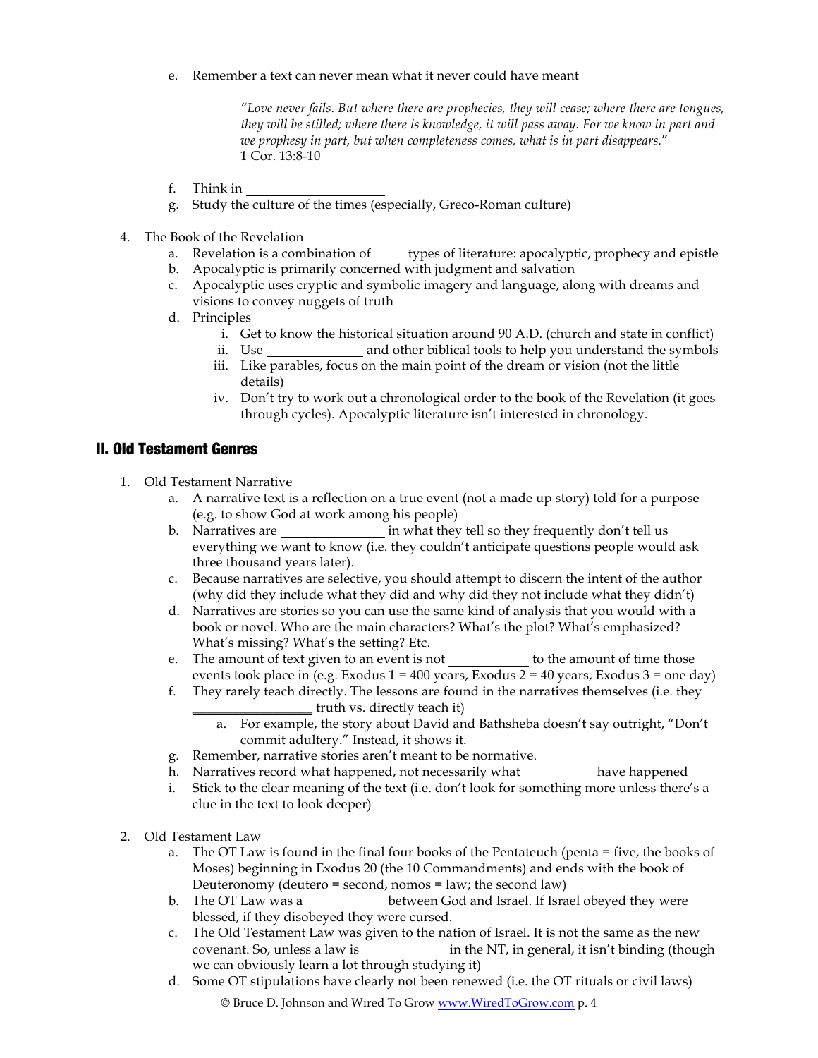e. Remember a text can never mean what it never could have meant

> *"Love never fails. But where there are prophecies, they will cease; where there are tongues, they will be stilled; where there is knowledge, it will pass away. For we know in part and we prophesy in part, but when completeness comes, what is in part disappears."*
> 1 Cor. 13:8-10

f. Think in ____________________

g. Study the culture of the times (especially, Greco-Roman culture)

4. The Book of the Revelation
   a. Revelation is a combination of ____ types of literature: apocalyptic, prophecy and epistle
   b. Apocalyptic is primarily concerned with judgment and salvation
   c. Apocalyptic uses cryptic and symbolic imagery and language, along with dreams and visions to convey nuggets of truth
   d. Principles
      i. Get to know the historical situation around 90 A.D. (church and state in conflict)
      ii. Use ______________ and other biblical tools to help you understand the symbols
      iii. Like parables, focus on the main point of the dream or vision (not the little details)
      iv. Don't try to work out a chronological order to the book of the Revelation (it goes through cycles). Apocalyptic literature isn't interested in chronology.

## II. Old Testament Genres

1. Old Testament Narrative
   a. A narrative text is a reflection on a true event (not a made up story) told for a purpose (e.g. to show God at work among his people)
   b. Narratives are _______________ in what they tell so they frequently don't tell us everything we want to know (i.e. they couldn't anticipate questions people would ask three thousand years later).
   c. Because narratives are selective, you should attempt to discern the intent of the author (why did they include what they did and why did they not include what they didn't)
   d. Narratives are stories so you can use the same kind of analysis that you would with a book or novel. Who are the main characters? What's the plot? What's emphasized? What's missing? What's the setting? Etc.
   e. The amount of text given to an event is not ___________ to the amount of time those events took place in (e.g. Exodus 1 = 400 years, Exodus 2 = 40 years, Exodus 3 = one day)
   f. They rarely teach directly. The lessons are found in the narratives themselves (i.e. they _________________ truth vs. directly teach it)
      a. For example, the story about David and Bathsheba doesn't say outright, "Don't commit adultery." Instead, it shows it.
   g. Remember, narrative stories aren't meant to be normative.
   h. Narratives record what happened, not necessarily what __________ have happened
   i. Stick to the clear meaning of the text (i.e. don't look for something more unless there's a clue in the text to look deeper)

2. Old Testament Law
   a. The OT Law is found in the final four books of the Pentateuch (penta = five, the books of Moses) beginning in Exodus 20 (the 10 Commandments) and ends with the book of Deuteronomy (deutero = second, nomos = law; the second law)
   b. The OT Law was a ___________ between God and Israel. If Israel obeyed they were blessed, if they disobeyed they were cursed.
   c. The Old Testament Law was given to the nation of Israel. It is not the same as the new covenant. So, unless a law is ____________ in the NT, in general, it isn't binding (though we can obviously learn a lot through studying it)
   d. Some OT stipulations have clearly not been renewed (i.e. the OT rituals or civil laws)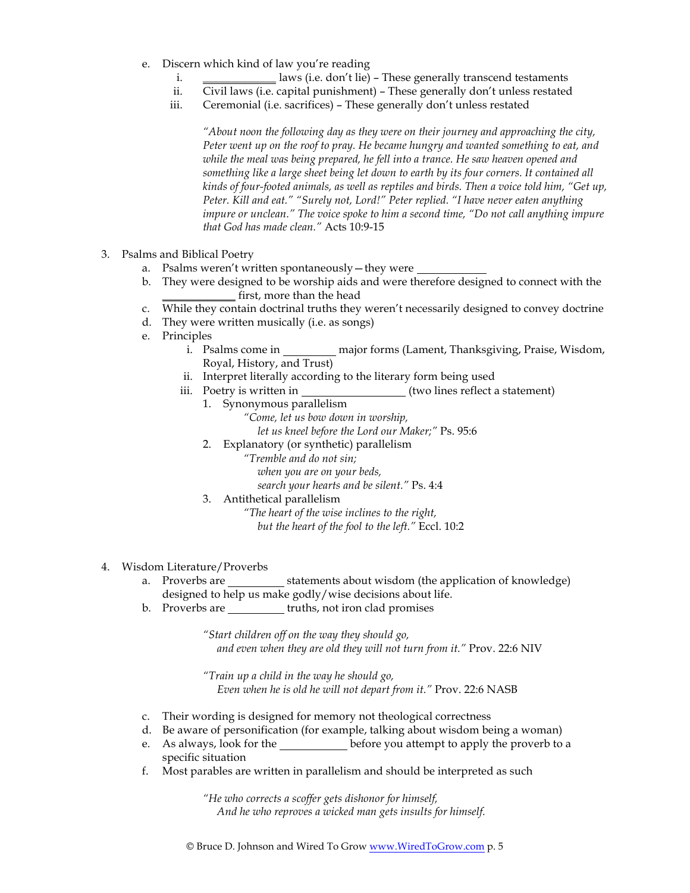e. Discern which kind of law you're reading
   i. ____________ laws (i.e. don't lie) – These generally transcend testaments
   ii. Civil laws (i.e. capital punishment) – These generally don't unless restated
   iii. Ceremonial (i.e. sacrifices) – These generally don't unless restated

> *"About noon the following day as they were on their journey and approaching the city, Peter went up on the roof to pray. He became hungry and wanted something to eat, and while the meal was being prepared, he fell into a trance. He saw heaven opened and something like a large sheet being let down to earth by its four corners. It contained all kinds of four-footed animals, as well as reptiles and birds. Then a voice told him, "Get up, Peter. Kill and eat." "Surely not, Lord!" Peter replied. "I have never eaten anything impure or unclean." The voice spoke to him a second time, "Do not call anything impure that God has made clean."* Acts 10:9-15

3. Psalms and Biblical Poetry
   a. Psalms weren't written spontaneously—they were ____________
   b. They were designed to be worship aids and were therefore designed to connect with the ____________ first, more than the head
   c. While they contain doctrinal truths they weren't necessarily designed to convey doctrine
   d. They were written musically (i.e. as songs)
   e. Principles
      i. Psalms come in _________ major forms (Lament, Thanksgiving, Praise, Wisdom, Royal, History, and Trust)
      ii. Interpret literally according to the literary form being used
      iii. Poetry is written in __________________ (two lines reflect a statement)
         1. Synonymous parallelism

            *"Come, let us bow down in worship,*
            *let us kneel before the Lord our Maker;"* Ps. 95:6

         2. Explanatory (or synthetic) parallelism

            *"Tremble and do not sin;*
            *when you are on your beds,*
            *search your hearts and be silent."* Ps. 4:4

         3. Antithetical parallelism

            *"The heart of the wise inclines to the right,*
            *but the heart of the fool to the left."* Eccl. 10:2

4. Wisdom Literature/Proverbs
   a. Proverbs are __________ statements about wisdom (the application of knowledge) designed to help us make godly/wise decisions about life.
   b. Proverbs are __________ truths, not iron clad promises

      *"Start children off on the way they should go,*
      *and even when they are old they will not turn from it."* Prov. 22:6 NIV

      *"Train up a child in the way he should go,*
      *Even when he is old he will not depart from it."* Prov. 22:6 NASB

   c. Their wording is designed for memory not theological correctness
   d. Be aware of personification (for example, talking about wisdom being a woman)
   e. As always, look for the ____________ before you attempt to apply the proverb to a specific situation
   f. Most parables are written in parallelism and should be interpreted as such

      *"He who corrects a scoffer gets dishonor for himself,*
      *And he who reproves a wicked man gets insults for himself.*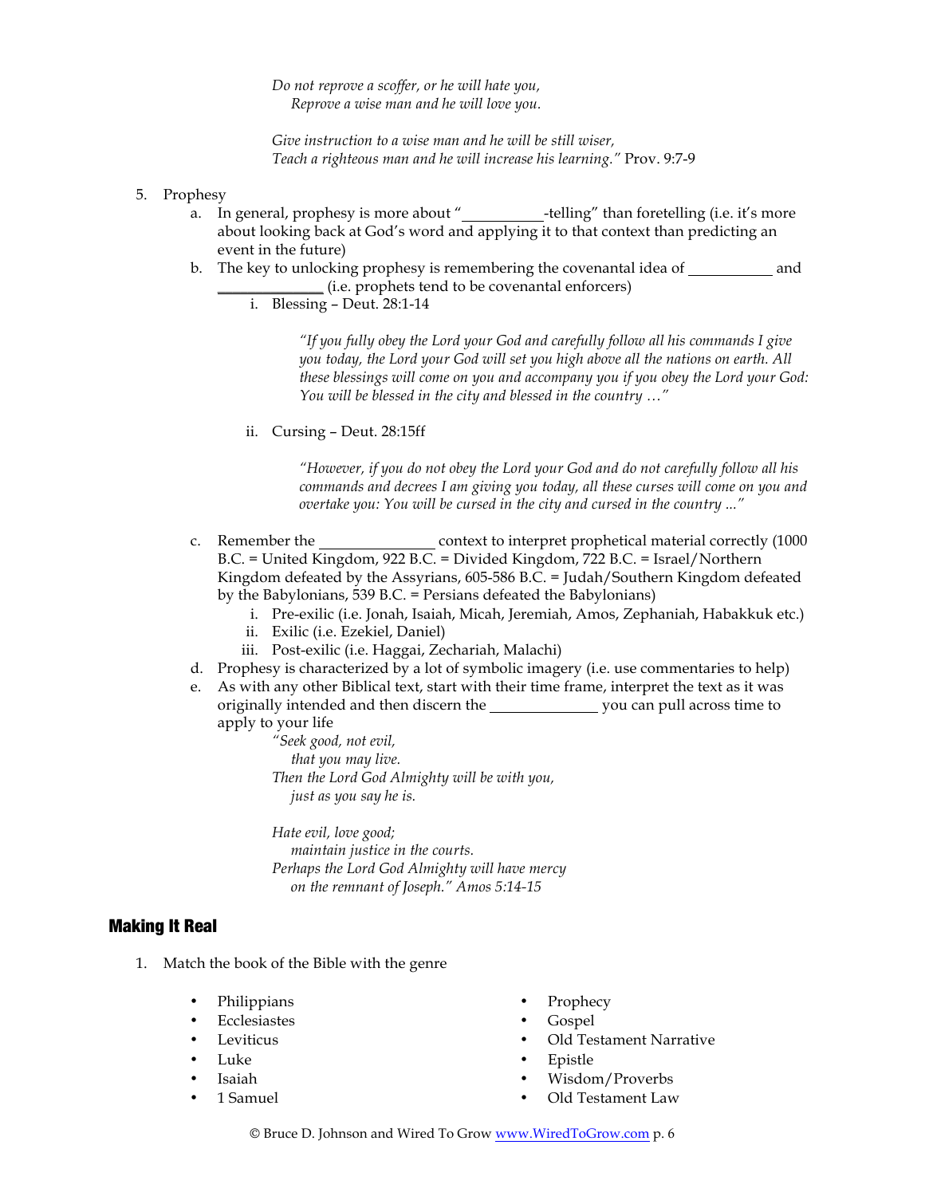*Do not reprove a scoffer, or he will hate you,*
*Reprove a wise man and he will love you.*

*Give instruction to a wise man and he will be still wiser,*
*Teach a righteous man and he will increase his learning."* Prov. 9:7-9

5. Prophesy
   a. In general, prophesy is more about "__________-telling" than foretelling (i.e. it's more about looking back at God's word and applying it to that context than predicting an event in the future)
   b. The key to unlocking prophesy is remembering the covenantal idea of __________ and ____________ (i.e. prophets tend to be covenantal enforcers)
      i. Blessing – Deut. 28:1-14

         *"If you fully obey the Lord your God and carefully follow all his commands I give you today, the Lord your God will set you high above all the nations on earth. All these blessings will come on you and accompany you if you obey the Lord your God: You will be blessed in the city and blessed in the country …"*

      ii. Cursing – Deut. 28:15ff

         *"However, if you do not obey the Lord your God and do not carefully follow all his commands and decrees I am giving you today, all these curses will come on you and overtake you: You will be cursed in the city and cursed in the country ..."*

   c. Remember the ______________ context to interpret prophetical material correctly (1000 B.C. = United Kingdom, 922 B.C. = Divided Kingdom, 722 B.C. = Israel/Northern Kingdom defeated by the Assyrians, 605-586 B.C. = Judah/Southern Kingdom defeated by the Babylonians, 539 B.C. = Persians defeated the Babylonians)
      i. Pre-exilic (i.e. Jonah, Isaiah, Micah, Jeremiah, Amos, Zephaniah, Habakkuk etc.)
      ii. Exilic (i.e. Ezekiel, Daniel)
      iii. Post-exilic (i.e. Haggai, Zechariah, Malachi)
   d. Prophesy is characterized by a lot of symbolic imagery (i.e. use commentaries to help)
   e. As with any other Biblical text, start with their time frame, interpret the text as it was originally intended and then discern the _____________ you can pull across time to apply to your life

      *"Seek good, not evil,*
      *that you may live.*
      *Then the Lord God Almighty will be with you,*
      *just as you say he is.*

      *Hate evil, love good;*
      *maintain justice in the courts.*
      *Perhaps the Lord God Almighty will have mercy*
      *on the remnant of Joseph." Amos 5:14-15*

## Making It Real

1. Match the book of the Bible with the genre

- Philippians
- Ecclesiastes
- Leviticus
- Luke
- Isaiah
- 1 Samuel

- Prophecy
- Gospel
- Old Testament Narrative
- Epistle
- Wisdom/Proverbs
- Old Testament Law

© Bruce D. Johnson and Wired To Grow www.WiredToGrow.com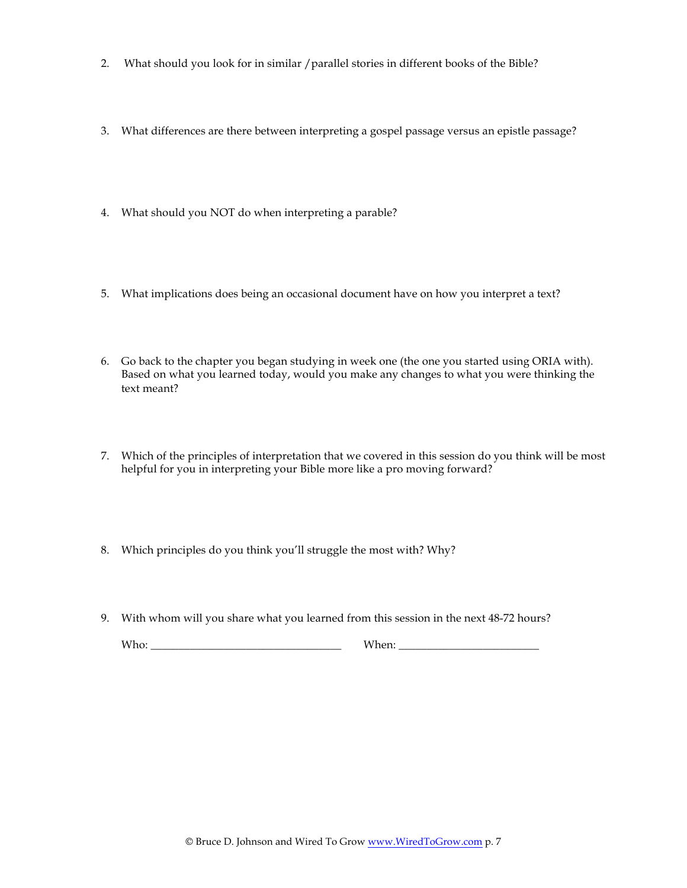2. What should you look for in similar /parallel stories in different books of the Bible?

3. What differences are there between interpreting a gospel passage versus an epistle passage?

4. What should you NOT do when interpreting a parable?

5. What implications does being an occasional document have on how you interpret a text?

6. Go back to the chapter you began studying in week one (the one you started using ORIA with). Based on what you learned today, would you make any changes to what you were thinking the text meant?

7. Which of the principles of interpretation that we covered in this session do you think will be most helpful for you in interpreting your Bible more like a pro moving forward?

8. Which principles do you think you'll struggle the most with? Why?

9. With whom will you share what you learned from this session in the next 48-72 hours?

   Who: _________________________________ When: ________________________

© Bruce D. Johnson and Wired To Grow www.WiredToGrow.com